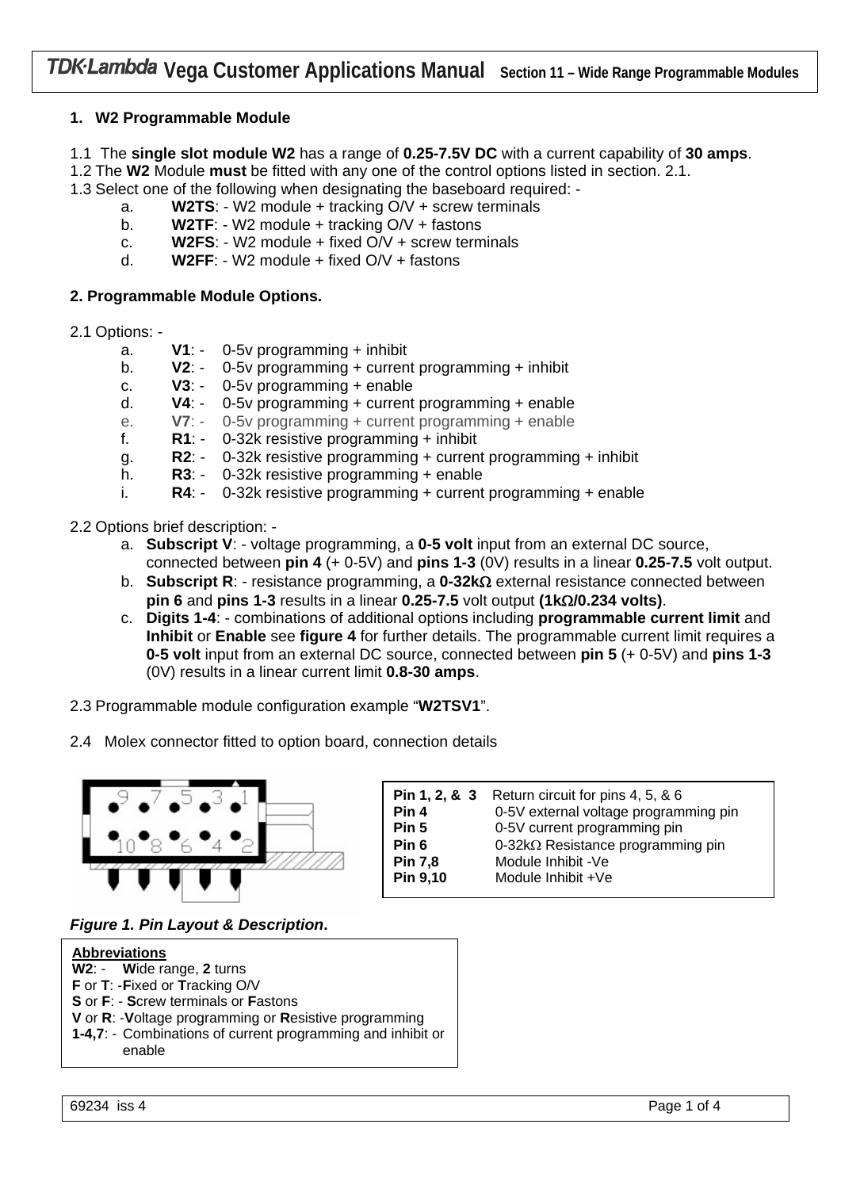## 1. W2 Programmable Module

1.1 The **single slot module W2** has a range of **0.25-7.5V DC** with a current capability of **30 amps**.
1.2 The **W2** Module **must** be fitted with any one of the control options listed in section. 2.1.
1.3 Select one of the following when designating the baseboard required: -

a. **W2TS**: - W2 module + tracking O/V + screw terminals
b. **W2TF**: - W2 module + tracking O/V + fastons
c. **W2FS**: - W2 module + fixed O/V + screw terminals
d. **W2FF**: - W2 module + fixed O/V + fastons

## 2. Programmable Module Options.

2.1 Options: -

a. **V1**: - 0-5v programming + inhibit
b. **V2**: - 0-5v programming + current programming + inhibit
c. **V3**: - 0-5v programming + enable
d. **V4**: - 0-5v programming + current programming + enable
e. **V7**: - 0-5v programming + current programming + enable
f. **R1**: - 0-32k resistive programming + inhibit
g. **R2**: - 0-32k resistive programming + current programming + inhibit
h. **R3**: - 0-32k resistive programming + enable
i. **R4**: - 0-32k resistive programming + current programming + enable

2.2 Options brief description: -

a. **Subscript V**: - voltage programming, a **0-5 volt** input from an external DC source, connected between **pin 4** (+ 0-5V) and **pins 1-3** (0V) results in a linear **0.25-7.5** volt output.
b. **Subscript R**: - resistance programming, a **0-32kΩ** external resistance connected between **pin 6** and **pins 1-3** results in a linear **0.25-7.5** volt output **(1kΩ/0.234 volts)**.
c. **Digits 1-4**: - combinations of additional options including **programmable current limit** and **Inhibit** or **Enable** see **figure 4** for further details. The programmable current limit requires a **0-5 volt** input from an external DC source, connected between **pin 5** (+ 0-5V) and **pins 1-3** (0V) results in a linear current limit **0.8-30 amps**.

2.3 Programmable module configuration example "**W2TSV1**".

2.4 Molex connector fitted to option board, connection details

| Pin | Description |
|---|---|
| **Pin 1, 2, & 3** | Return circuit for pins 4, 5, & 6 |
| **Pin 4** | 0-5V external voltage programming pin |
| **Pin 5** | 0-5V current programming pin |
| **Pin 6** | 0-32kΩ Resistance programming pin |
| **Pin 7,8** | Module Inhibit -Ve |
| **Pin 9,10** | Module Inhibit +Ve |

***Figure 1. Pin Layout & Description*.**

**Abbreviations**
**W2**: - **W**ide range, **2** turns
**F** or **T**: -**F**ixed or **T**racking O/V
**S** or **F**: - **S**crew terminals or **F**astons
**V** or **R**: -**V**oltage programming or **R**esistive programming
**1-4,7**: - Combinations of current programming and inhibit or enable

69234 iss 4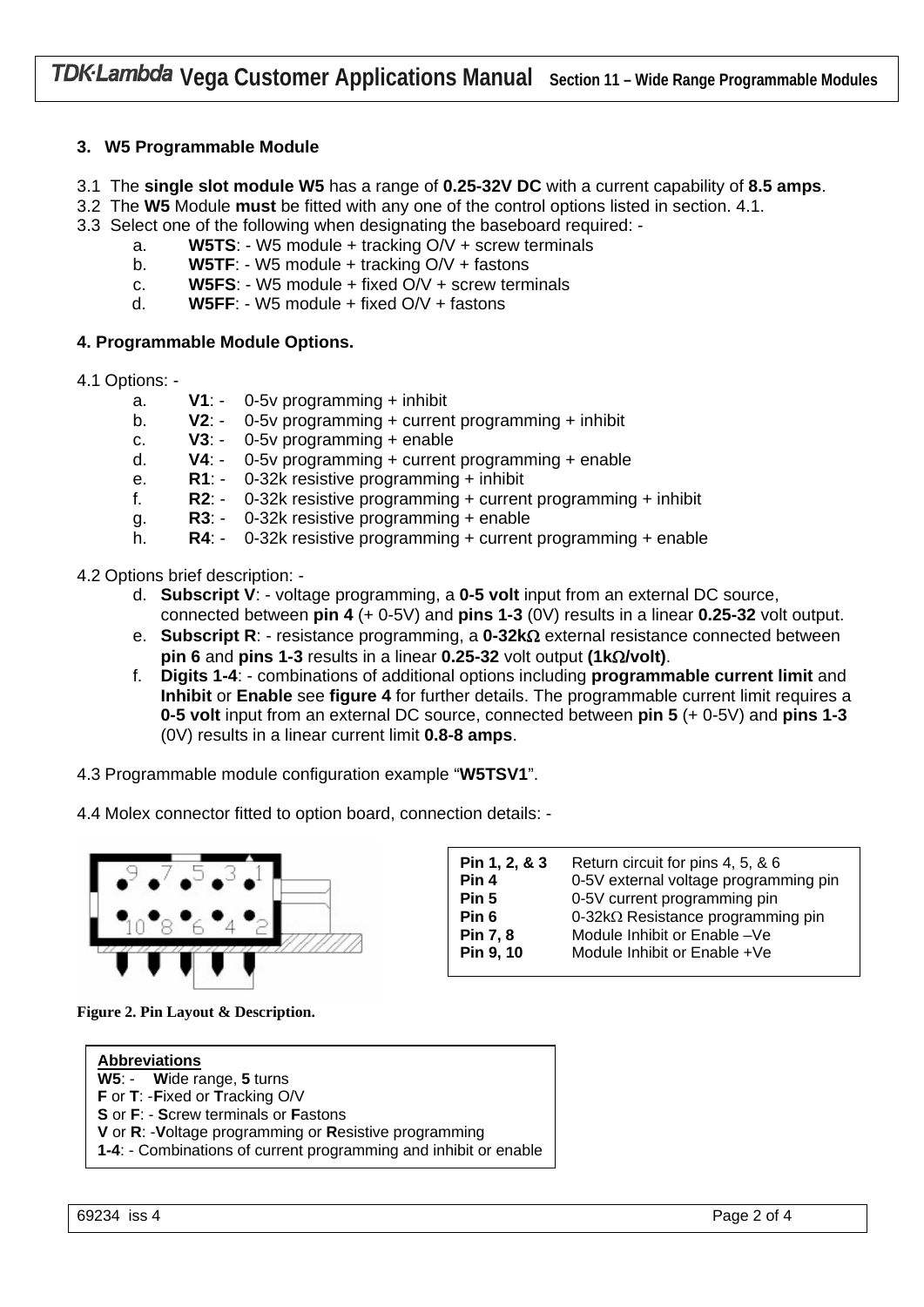## 3. W5 Programmable Module

3.1 The **single slot module W5** has a range of **0.25-32V DC** with a current capability of **8.5 amps**.
3.2 The **W5** Module **must** be fitted with any one of the control options listed in section. 4.1.
3.3 Select one of the following when designating the baseboard required: -

a. **W5TS**: - W5 module + tracking O/V + screw terminals
b. **W5TF**: - W5 module + tracking O/V + fastons
c. **W5FS**: - W5 module + fixed O/V + screw terminals
d. **W5FF**: - W5 module + fixed O/V + fastons

## 4. Programmable Module Options.

4.1 Options: -

a. **V1**: - 0-5v programming + inhibit
b. **V2**: - 0-5v programming + current programming + inhibit
c. **V3**: - 0-5v programming + enable
d. **V4**: - 0-5v programming + current programming + enable
e. **R1**: - 0-32k resistive programming + inhibit
f. **R2**: - 0-32k resistive programming + current programming + inhibit
g. **R3**: - 0-32k resistive programming + enable
h. **R4**: - 0-32k resistive programming + current programming + enable

4.2 Options brief description: -

d. **Subscript V**: - voltage programming, a **0-5 volt** input from an external DC source, connected between **pin 4** (+ 0-5V) and **pins 1-3** (0V) results in a linear **0.25-32** volt output.
e. **Subscript R**: - resistance programming, a **0-32kΩ** external resistance connected between **pin 6** and **pins 1-3** results in a linear **0.25-32** volt output **(1kΩ/volt)**.
f. **Digits 1-4**: - combinations of additional options including **programmable current limit** and **Inhibit** or **Enable** see **figure 4** for further details. The programmable current limit requires a **0-5 volt** input from an external DC source, connected between **pin 5** (+ 0-5V) and **pins 1-3** (0V) results in a linear current limit **0.8-8 amps**.

4.3 Programmable module configuration example "**W5TSV1**".

4.4 Molex connector fitted to option board, connection details: -

| Pin | Description |
|---|---|
| **Pin 1, 2, & 3** | Return circuit for pins 4, 5, & 6 |
| **Pin 4** | 0-5V external voltage programming pin |
| **Pin 5** | 0-5V current programming pin |
| **Pin 6** | 0-32kΩ Resistance programming pin |
| **Pin 7, 8** | Module Inhibit or Enable –Ve |
| **Pin 9, 10** | Module Inhibit or Enable +Ve |

**Figure 2. Pin Layout & Description.**

**Abbreviations**
**W5**: - **W**ide range, **5** turns
**F** or **T**: -**F**ixed or **T**racking O/V
**S** or **F**: - **S**crew terminals or **F**astons
**V** or **R**: -**V**oltage programming or **R**esistive programming
**1-4**: - Combinations of current programming and inhibit or enable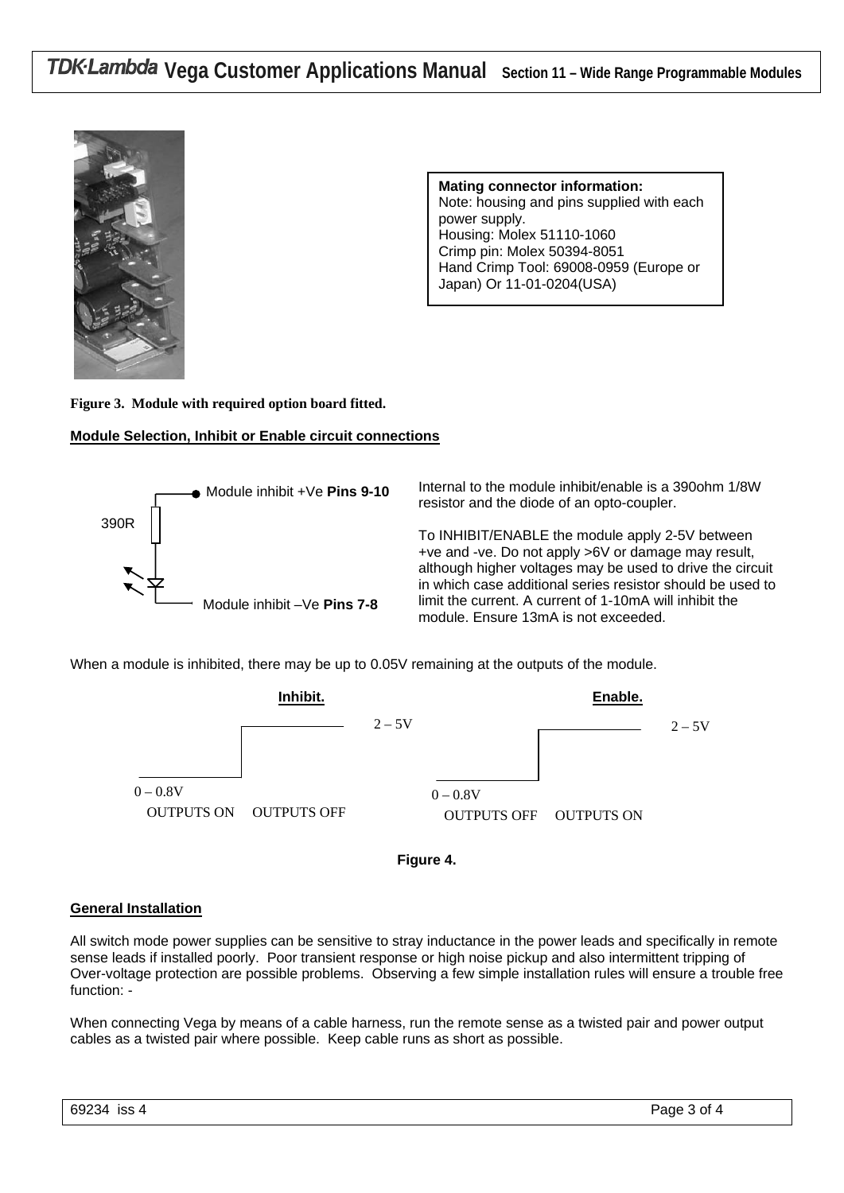**Mating connector information:**
Note: housing and pins supplied with each power supply.
Housing: Molex 51110-1060
Crimp pin: Molex 50394-8051
Hand Crimp Tool: 69008-0959 (Europe or Japan) Or 11-01-0204(USA)

**Figure 3. Module with required option board fitted.**

**Module Selection, Inhibit or Enable circuit connections**

390R

Module inhibit +Ve **Pins 9-10**

Module inhibit –Ve **Pins 7-8**

Internal to the module inhibit/enable is a 390ohm 1/8W resistor and the diode of an opto-coupler.

To INHIBIT/ENABLE the module apply 2-5V between +ve and -ve. Do not apply >6V or damage may result, although higher voltages may be used to drive the circuit in which case additional series resistor should be used to limit the current. A current of 1-10mA will inhibit the module. Ensure 13mA is not exceeded.

When a module is inhibited, there may be up to 0.05V remaining at the outputs of the module.

**Inhibit.**

2 – 5V

0 – 0.8V

OUTPUTS ON OUTPUTS OFF

**Enable.**

2 – 5V

0 – 0.8V

OUTPUTS OFF OUTPUTS ON

**Figure 4.**

**General Installation**

All switch mode power supplies can be sensitive to stray inductance in the power leads and specifically in remote sense leads if installed poorly. Poor transient response or high noise pickup and also intermittent tripping of Over-voltage protection are possible problems. Observing a few simple installation rules will ensure a trouble free function: -

When connecting Vega by means of a cable harness, run the remote sense as a twisted pair and power output cables as a twisted pair where possible. Keep cable runs as short as possible.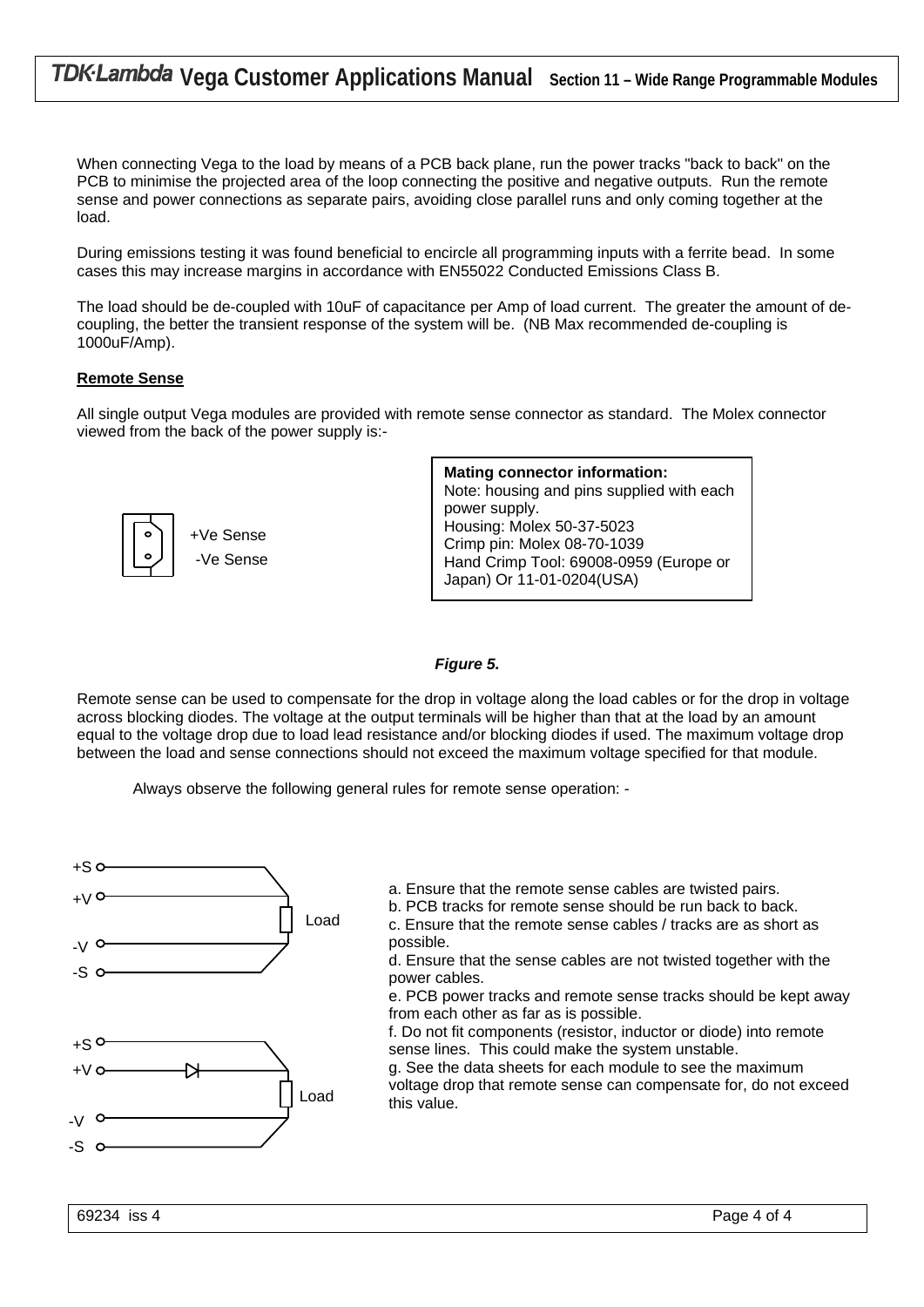When connecting Vega to the load by means of a PCB back plane, run the power tracks "back to back" on the PCB to minimise the projected area of the loop connecting the positive and negative outputs. Run the remote sense and power connections as separate pairs, avoiding close parallel runs and only coming together at the load.

During emissions testing it was found beneficial to encircle all programming inputs with a ferrite bead. In some cases this may increase margins in accordance with EN55022 Conducted Emissions Class B.

The load should be de-coupled with 10uF of capacitance per Amp of load current. The greater the amount of de-coupling, the better the transient response of the system will be. (NB Max recommended de-coupling is 1000uF/Amp).

**Remote Sense**

All single output Vega modules are provided with remote sense connector as standard. The Molex connector viewed from the back of the power supply is:-

+Ve Sense
-Ve Sense

**Mating connector information:**
Note: housing and pins supplied with each power supply.
Housing: Molex 50-37-5023
Crimp pin: Molex 08-70-1039
Hand Crimp Tool: 69008-0959 (Europe or Japan) Or 11-01-0204(USA)

***Figure 5.***

Remote sense can be used to compensate for the drop in voltage along the load cables or for the drop in voltage across blocking diodes. The voltage at the output terminals will be higher than that at the load by an amount equal to the voltage drop due to load lead resistance and/or blocking diodes if used. The maximum voltage drop between the load and sense connections should not exceed the maximum voltage specified for that module.

Always observe the following general rules for remote sense operation: -

+S
+V
Load
-V
-S

+S
+V
Load
-V
-S

a. Ensure that the remote sense cables are twisted pairs.
b. PCB tracks for remote sense should be run back to back.
c. Ensure that the remote sense cables / tracks are as short as possible.
d. Ensure that the sense cables are not twisted together with the power cables.
e. PCB power tracks and remote sense tracks should be kept away from each other as far as is possible.
f. Do not fit components (resistor, inductor or diode) into remote sense lines. This could make the system unstable.
g. See the data sheets for each module to see the maximum voltage drop that remote sense can compensate for, do not exceed this value.